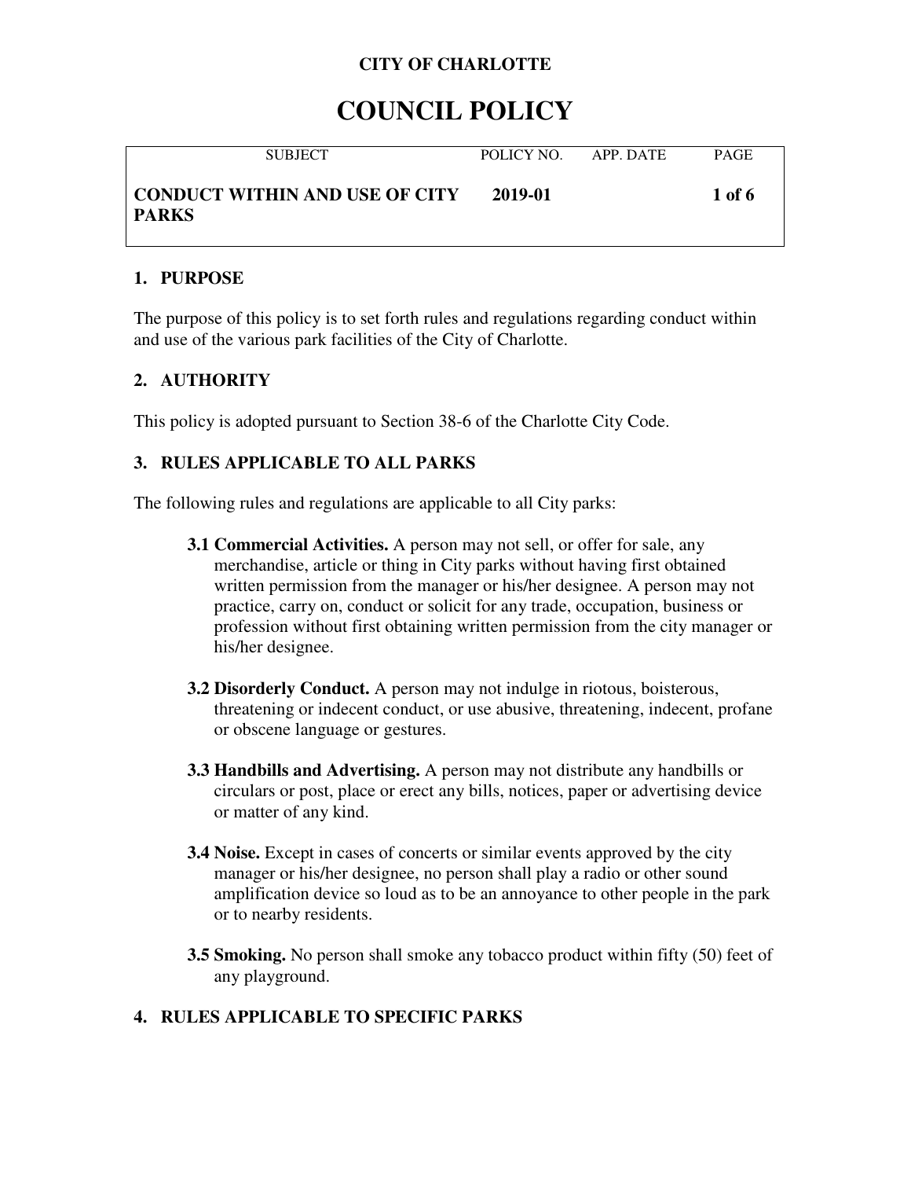**CITY OF CHARLOTTE**

# COUNCIL POLICY

| SUBJECT | POLICY NO. | APP. DATE | PAGE |
|---|---|---|---|
| **CONDUCT WITHIN AND USE OF CITY PARKS** | **2019-01** | | **1 of 6** |

## 1. PURPOSE

The purpose of this policy is to set forth rules and regulations regarding conduct within and use of the various park facilities of the City of Charlotte.

## 2. AUTHORITY

This policy is adopted pursuant to Section 38-6 of the Charlotte City Code.

## 3. RULES APPLICABLE TO ALL PARKS

The following rules and regulations are applicable to all City parks:

**3.1 Commercial Activities.** A person may not sell, or offer for sale, any merchandise, article or thing in City parks without having first obtained written permission from the manager or his/her designee. A person may not practice, carry on, conduct or solicit for any trade, occupation, business or profession without first obtaining written permission from the city manager or his/her designee.

**3.2 Disorderly Conduct.** A person may not indulge in riotous, boisterous, threatening or indecent conduct, or use abusive, threatening, indecent, profane or obscene language or gestures.

**3.3 Handbills and Advertising.** A person may not distribute any handbills or circulars or post, place or erect any bills, notices, paper or advertising device or matter of any kind.

**3.4 Noise.** Except in cases of concerts or similar events approved by the city manager or his/her designee, no person shall play a radio or other sound amplification device so loud as to be an annoyance to other people in the park or to nearby residents.

**3.5 Smoking.** No person shall smoke any tobacco product within fifty (50) feet of any playground.

## 4. RULES APPLICABLE TO SPECIFIC PARKS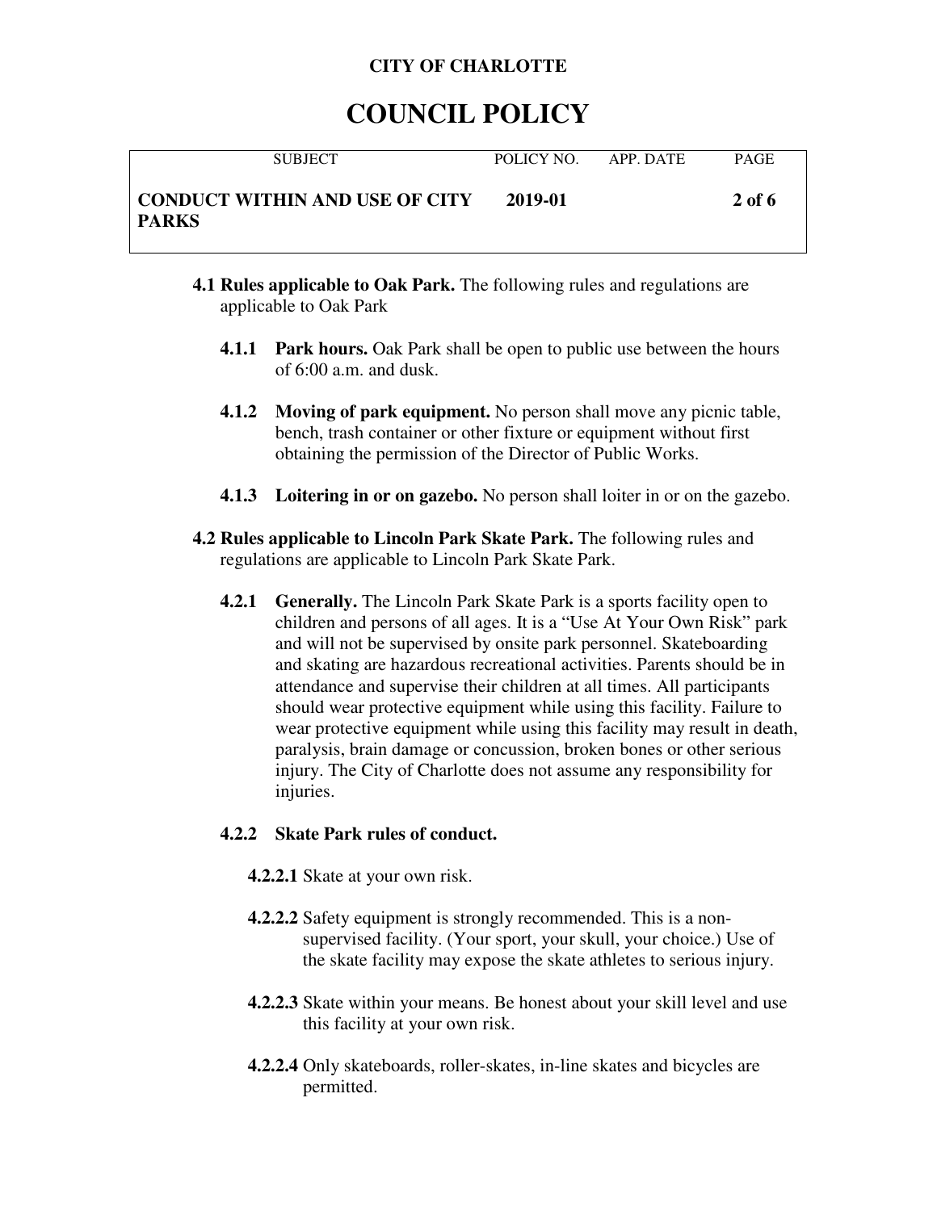**4.1 Rules applicable to Oak Park.** The following rules and regulations are applicable to Oak Park

**4.1.1 Park hours.** Oak Park shall be open to public use between the hours of 6:00 a.m. and dusk.

**4.1.2 Moving of park equipment.** No person shall move any picnic table, bench, trash container or other fixture or equipment without first obtaining the permission of the Director of Public Works.

**4.1.3 Loitering in or on gazebo.** No person shall loiter in or on the gazebo.

**4.2 Rules applicable to Lincoln Park Skate Park.** The following rules and regulations are applicable to Lincoln Park Skate Park.

**4.2.1 Generally.** The Lincoln Park Skate Park is a sports facility open to children and persons of all ages. It is a "Use At Your Own Risk" park and will not be supervised by onsite park personnel. Skateboarding and skating are hazardous recreational activities. Parents should be in attendance and supervise their children at all times. All participants should wear protective equipment while using this facility. Failure to wear protective equipment while using this facility may result in death, paralysis, brain damage or concussion, broken bones or other serious injury. The City of Charlotte does not assume any responsibility for injuries.

**4.2.2 Skate Park rules of conduct.**

**4.2.2.1** Skate at your own risk.

**4.2.2.2** Safety equipment is strongly recommended. This is a non-supervised facility. (Your sport, your skull, your choice.) Use of the skate facility may expose the skate athletes to serious injury.

**4.2.2.3** Skate within your means. Be honest about your skill level and use this facility at your own risk.

**4.2.2.4** Only skateboards, roller-skates, in-line skates and bicycles are permitted.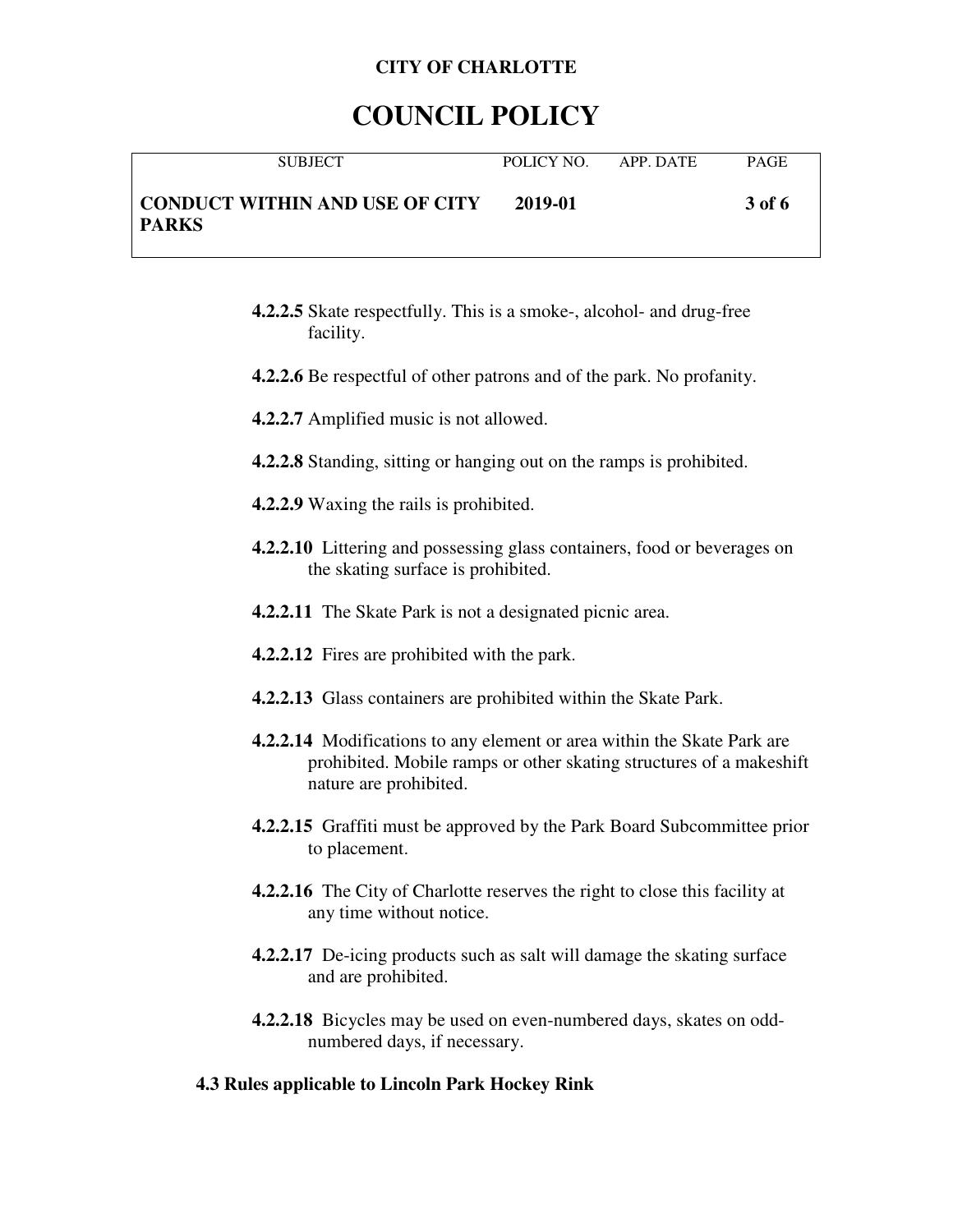**4.2.2.5** Skate respectfully. This is a smoke-, alcohol- and drug-free facility.

**4.2.2.6** Be respectful of other patrons and of the park. No profanity.

**4.2.2.7** Amplified music is not allowed.

**4.2.2.8** Standing, sitting or hanging out on the ramps is prohibited.

**4.2.2.9** Waxing the rails is prohibited.

**4.2.2.10** Littering and possessing glass containers, food or beverages on the skating surface is prohibited.

**4.2.2.11** The Skate Park is not a designated picnic area.

**4.2.2.12** Fires are prohibited with the park.

**4.2.2.13** Glass containers are prohibited within the Skate Park.

**4.2.2.14** Modifications to any element or area within the Skate Park are prohibited. Mobile ramps or other skating structures of a makeshift nature are prohibited.

**4.2.2.15** Graffiti must be approved by the Park Board Subcommittee prior to placement.

**4.2.2.16** The City of Charlotte reserves the right to close this facility at any time without notice.

**4.2.2.17** De-icing products such as salt will damage the skating surface and are prohibited.

**4.2.2.18** Bicycles may be used on even-numbered days, skates on odd-numbered days, if necessary.

**4.3 Rules applicable to Lincoln Park Hockey Rink**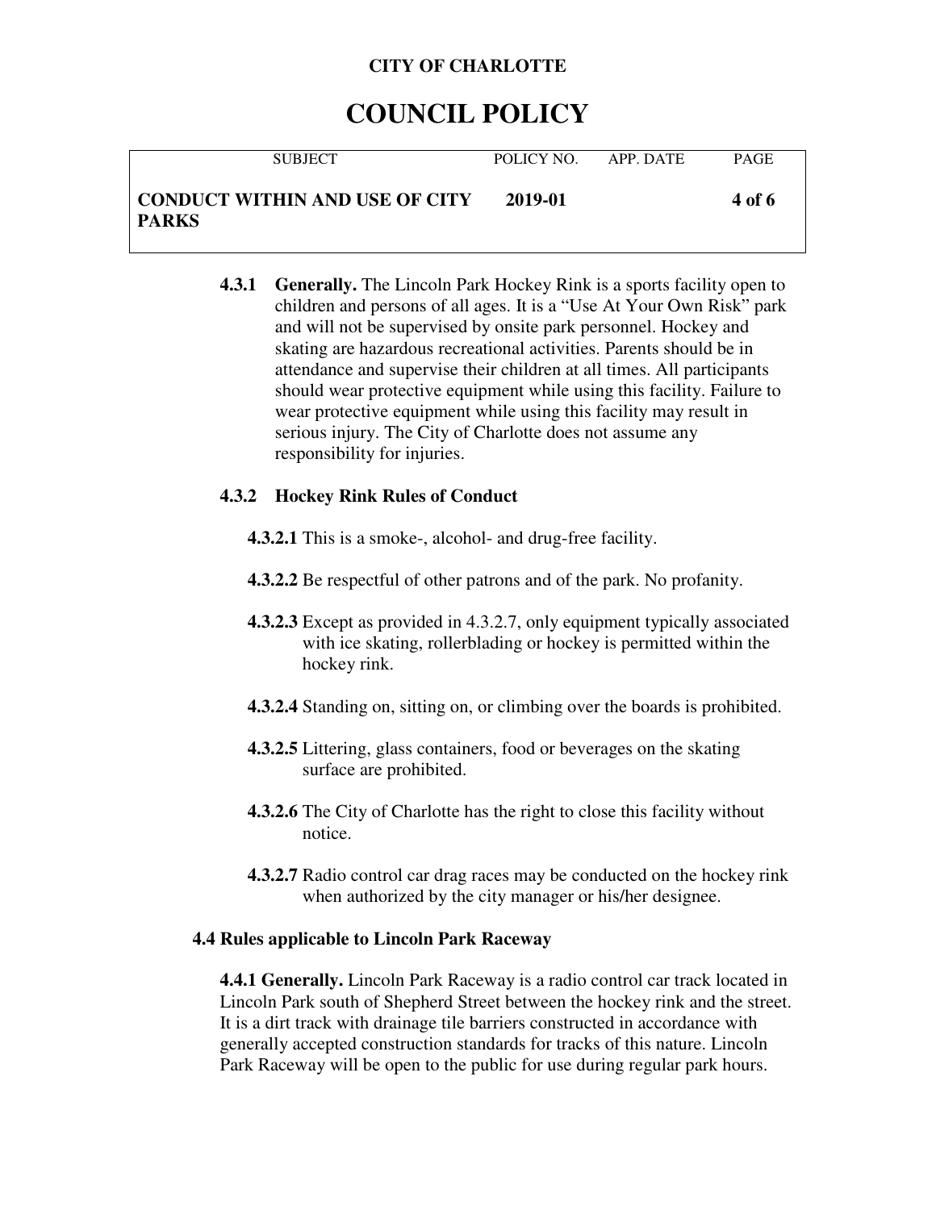**4.3.1 Generally.** The Lincoln Park Hockey Rink is a sports facility open to children and persons of all ages. It is a "Use At Your Own Risk" park and will not be supervised by onsite park personnel. Hockey and skating are hazardous recreational activities. Parents should be in attendance and supervise their children at all times. All participants should wear protective equipment while using this facility. Failure to wear protective equipment while using this facility may result in serious injury. The City of Charlotte does not assume any responsibility for injuries.

**4.3.2 Hockey Rink Rules of Conduct**

**4.3.2.1** This is a smoke-, alcohol- and drug-free facility.

**4.3.2.2** Be respectful of other patrons and of the park. No profanity.

**4.3.2.3** Except as provided in 4.3.2.7, only equipment typically associated with ice skating, rollerblading or hockey is permitted within the hockey rink.

**4.3.2.4** Standing on, sitting on, or climbing over the boards is prohibited.

**4.3.2.5** Littering, glass containers, food or beverages on the skating surface are prohibited.

**4.3.2.6** The City of Charlotte has the right to close this facility without notice.

**4.3.2.7** Radio control car drag races may be conducted on the hockey rink when authorized by the city manager or his/her designee.

### 4.4 Rules applicable to Lincoln Park Raceway

**4.4.1 Generally.** Lincoln Park Raceway is a radio control car track located in Lincoln Park south of Shepherd Street between the hockey rink and the street. It is a dirt track with drainage tile barriers constructed in accordance with generally accepted construction standards for tracks of this nature. Lincoln Park Raceway will be open to the public for use during regular park hours.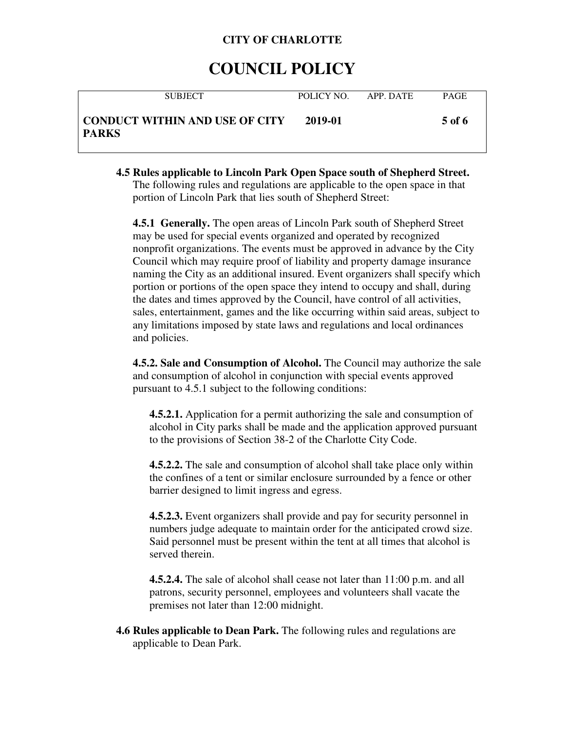**4.5 Rules applicable to Lincoln Park Open Space south of Shepherd Street.** The following rules and regulations are applicable to the open space in that portion of Lincoln Park that lies south of Shepherd Street:

**4.5.1 Generally.** The open areas of Lincoln Park south of Shepherd Street may be used for special events organized and operated by recognized nonprofit organizations. The events must be approved in advance by the City Council which may require proof of liability and property damage insurance naming the City as an additional insured. Event organizers shall specify which portion or portions of the open space they intend to occupy and shall, during the dates and times approved by the Council, have control of all activities, sales, entertainment, games and the like occurring within said areas, subject to any limitations imposed by state laws and regulations and local ordinances and policies.

**4.5.2. Sale and Consumption of Alcohol.** The Council may authorize the sale and consumption of alcohol in conjunction with special events approved pursuant to 4.5.1 subject to the following conditions:

**4.5.2.1.** Application for a permit authorizing the sale and consumption of alcohol in City parks shall be made and the application approved pursuant to the provisions of Section 38-2 of the Charlotte City Code.

**4.5.2.2.** The sale and consumption of alcohol shall take place only within the confines of a tent or similar enclosure surrounded by a fence or other barrier designed to limit ingress and egress.

**4.5.2.3.** Event organizers shall provide and pay for security personnel in numbers judge adequate to maintain order for the anticipated crowd size. Said personnel must be present within the tent at all times that alcohol is served therein.

**4.5.2.4.** The sale of alcohol shall cease not later than 11:00 p.m. and all patrons, security personnel, employees and volunteers shall vacate the premises not later than 12:00 midnight.

**4.6 Rules applicable to Dean Park.** The following rules and regulations are applicable to Dean Park.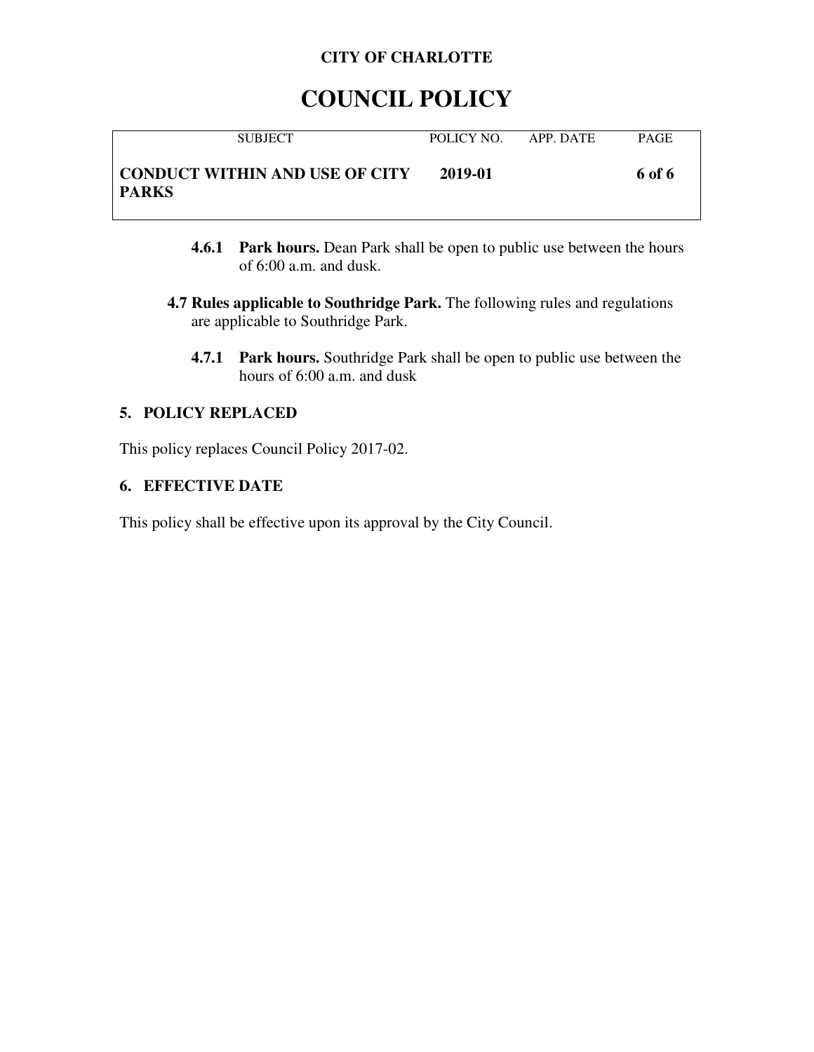**4.6.1 Park hours.** Dean Park shall be open to public use between the hours of 6:00 a.m. and dusk.

**4.7 Rules applicable to Southridge Park.** The following rules and regulations are applicable to Southridge Park.

**4.7.1 Park hours.** Southridge Park shall be open to public use between the hours of 6:00 a.m. and dusk

## 5. POLICY REPLACED

This policy replaces Council Policy 2017-02.

## 6. EFFECTIVE DATE

This policy shall be effective upon its approval by the City Council.